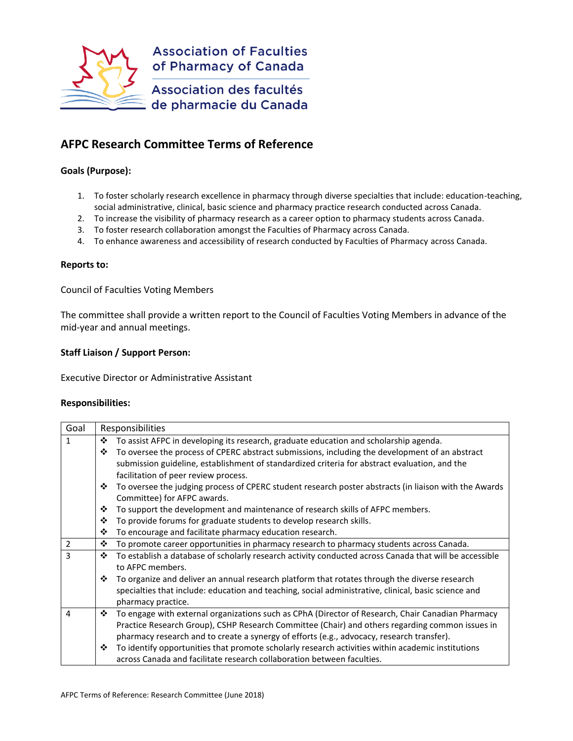Association of Faculties of Pharmacy of Canada

Association des facultés de pharmacie du Canada

# AFPC Research Committee Terms of Reference

**Goals (Purpose):**

1. To foster scholarly research excellence in pharmacy through diverse specialties that include: education-teaching, social administrative, clinical, basic science and pharmacy practice research conducted across Canada.
2. To increase the visibility of pharmacy research as a career option to pharmacy students across Canada.
3. To foster research collaboration amongst the Faculties of Pharmacy across Canada.
4. To enhance awareness and accessibility of research conducted by Faculties of Pharmacy across Canada.

**Reports to:**

Council of Faculties Voting Members

The committee shall provide a written report to the Council of Faculties Voting Members in advance of the mid-year and annual meetings.

**Staff Liaison / Support Person:**

Executive Director or Administrative Assistant

**Responsibilities:**

| Goal | Responsibilities |
|---|---|
| 1 | ❖ To assist AFPC in developing its research, graduate education and scholarship agenda.<br>❖ To oversee the process of CPERC abstract submissions, including the development of an abstract submission guideline, establishment of standardized criteria for abstract evaluation, and the facilitation of peer review process.<br>❖ To oversee the judging process of CPERC student research poster abstracts (in liaison with the Awards Committee) for AFPC awards.<br>❖ To support the development and maintenance of research skills of AFPC members.<br>❖ To provide forums for graduate students to develop research skills.<br>❖ To encourage and facilitate pharmacy education research. |
| 2 | ❖ To promote career opportunities in pharmacy research to pharmacy students across Canada. |
| 3 | ❖ To establish a database of scholarly research activity conducted across Canada that will be accessible to AFPC members.<br>❖ To organize and deliver an annual research platform that rotates through the diverse research specialties that include: education and teaching, social administrative, clinical, basic science and pharmacy practice. |
| 4 | ❖ To engage with external organizations such as CPhA (Director of Research, Chair Canadian Pharmacy Practice Research Group), CSHP Research Committee (Chair) and others regarding common issues in pharmacy research and to create a synergy of efforts (e.g., advocacy, research transfer).<br>❖ To identify opportunities that promote scholarly research activities within academic institutions across Canada and facilitate research collaboration between faculties. |

AFPC Terms of Reference: Research Committee (June 2018)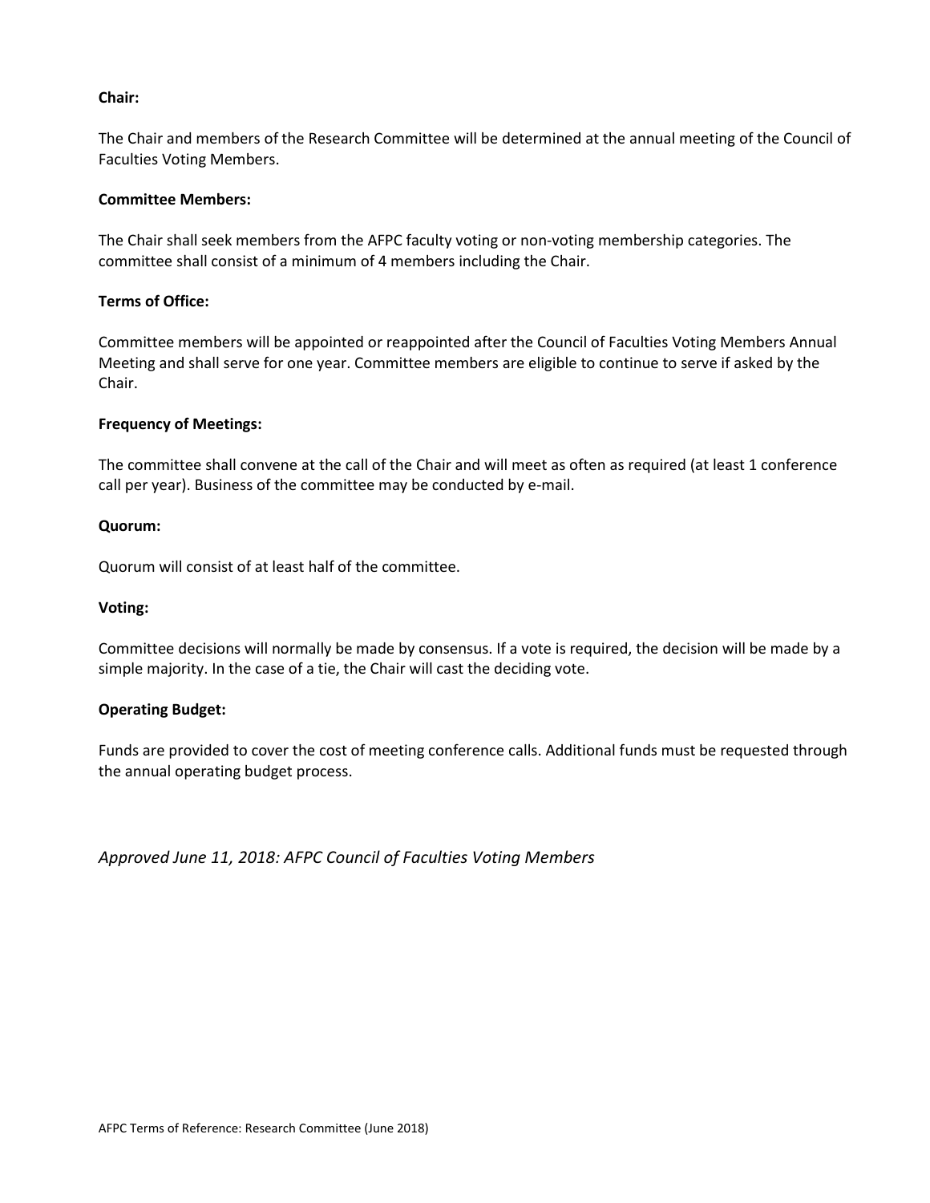**Chair:**

The Chair and members of the Research Committee will be determined at the annual meeting of the Council of Faculties Voting Members.

**Committee Members:**

The Chair shall seek members from the AFPC faculty voting or non-voting membership categories. The committee shall consist of a minimum of 4 members including the Chair.

**Terms of Office:**

Committee members will be appointed or reappointed after the Council of Faculties Voting Members Annual Meeting and shall serve for one year. Committee members are eligible to continue to serve if asked by the Chair.

**Frequency of Meetings:**

The committee shall convene at the call of the Chair and will meet as often as required (at least 1 conference call per year). Business of the committee may be conducted by e-mail.

**Quorum:**

Quorum will consist of at least half of the committee.

**Voting:**

Committee decisions will normally be made by consensus. If a vote is required, the decision will be made by a simple majority. In the case of a tie, the Chair will cast the deciding vote.

**Operating Budget:**

Funds are provided to cover the cost of meeting conference calls. Additional funds must be requested through the annual operating budget process.

*Approved June 11, 2018: AFPC Council of Faculties Voting Members*